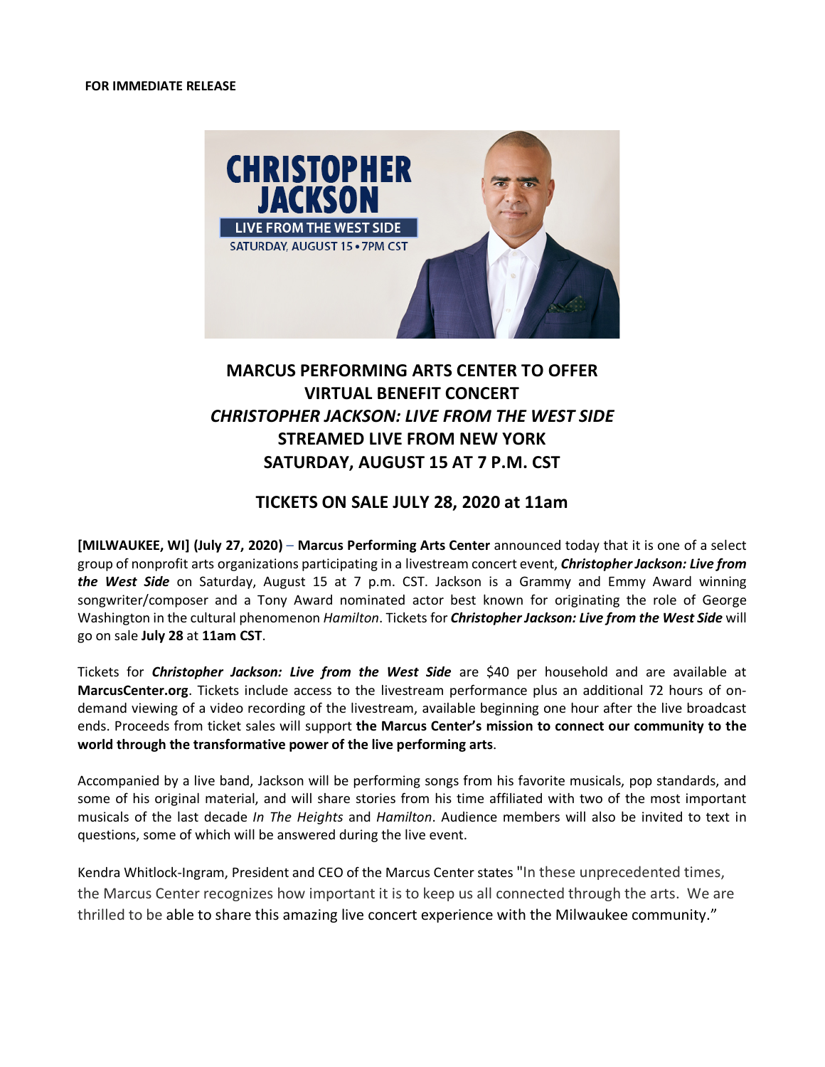**FOR IMMEDIATE RELEASE**

# MARCUS PERFORMING ARTS CENTER TO OFFER VIRTUAL BENEFIT CONCERT *CHRISTOPHER JACKSON: LIVE FROM THE WEST SIDE* STREAMED LIVE FROM NEW YORK SATURDAY, AUGUST 15 AT 7 P.M. CST

## TICKETS ON SALE JULY 28, 2020 at 11am

**[MILWAUKEE, WI] (July 27, 2020)** – **Marcus Performing Arts Center** announced today that it is one of a select group of nonprofit arts organizations participating in a livestream concert event, ***Christopher Jackson: Live from the West Side*** on Saturday, August 15 at 7 p.m. CST. Jackson is a Grammy and Emmy Award winning songwriter/composer and a Tony Award nominated actor best known for originating the role of George Washington in the cultural phenomenon *Hamilton*. Tickets for ***Christopher Jackson: Live from the West Side*** will go on sale **July 28** at **11am CST**.

Tickets for ***Christopher Jackson: Live from the West Side*** are $40 per household and are available at **MarcusCenter.org**. Tickets include access to the livestream performance plus an additional 72 hours of on-demand viewing of a video recording of the livestream, available beginning one hour after the live broadcast ends. Proceeds from ticket sales will support **the Marcus Center's mission to connect our community to the world through the transformative power of the live performing arts**.

Accompanied by a live band, Jackson will be performing songs from his favorite musicals, pop standards, and some of his original material, and will share stories from his time affiliated with two of the most important musicals of the last decade *In The Heights* and *Hamilton*. Audience members will also be invited to text in questions, some of which will be answered during the live event.

Kendra Whitlock-Ingram, President and CEO of the Marcus Center states "In these unprecedented times, the Marcus Center recognizes how important it is to keep us all connected through the arts. We are thrilled to be able to share this amazing live concert experience with the Milwaukee community."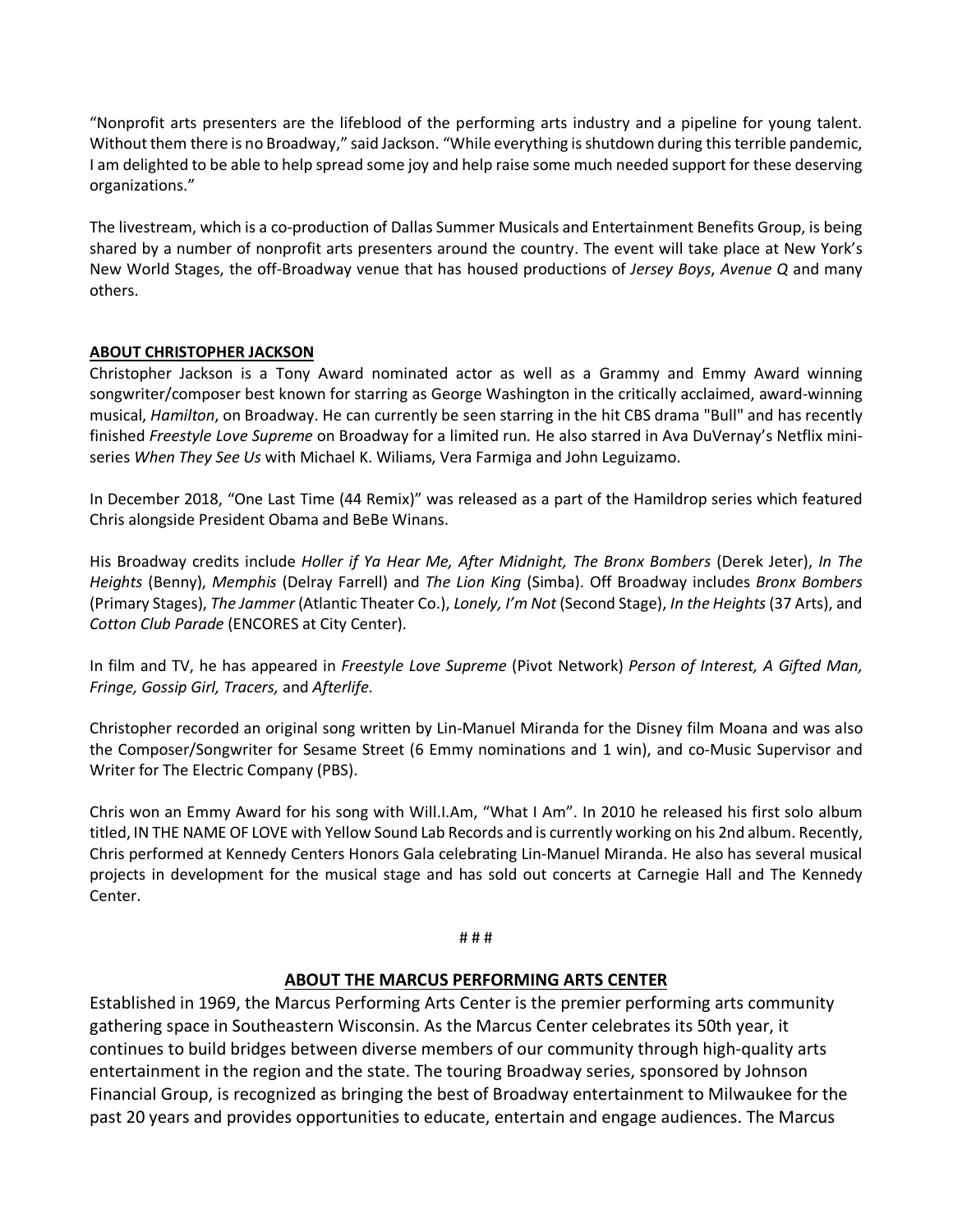"Nonprofit arts presenters are the lifeblood of the performing arts industry and a pipeline for young talent. Without them there is no Broadway," said Jackson. "While everything is shutdown during this terrible pandemic, I am delighted to be able to help spread some joy and help raise some much needed support for these deserving organizations."

The livestream, which is a co-production of Dallas Summer Musicals and Entertainment Benefits Group, is being shared by a number of nonprofit arts presenters around the country. The event will take place at New York's New World Stages, the off-Broadway venue that has housed productions of *Jersey Boys*, *Avenue Q* and many others.

**ABOUT CHRISTOPHER JACKSON**

Christopher Jackson is a Tony Award nominated actor as well as a Grammy and Emmy Award winning songwriter/composer best known for starring as George Washington in the critically acclaimed, award-winning musical, *Hamilton*, on Broadway. He can currently be seen starring in the hit CBS drama "Bull" and has recently finished *Freestyle Love Supreme* on Broadway for a limited run. He also starred in Ava DuVernay's Netflix mini-series *When They See Us* with Michael K. Wiliams, Vera Farmiga and John Leguizamo.

In December 2018, "One Last Time (44 Remix)" was released as a part of the Hamildrop series which featured Chris alongside President Obama and BeBe Winans.

His Broadway credits include *Holler if Ya Hear Me, After Midnight, The Bronx Bombers* (Derek Jeter), *In The Heights* (Benny), *Memphis* (Delray Farrell) and *The Lion King* (Simba). Off Broadway includes *Bronx Bombers* (Primary Stages), *The Jammer* (Atlantic Theater Co.), *Lonely, I'm Not* (Second Stage), *In the Heights* (37 Arts), and *Cotton Club Parade* (ENCORES at City Center).

In film and TV, he has appeared in *Freestyle Love Supreme* (Pivot Network) *Person of Interest, A Gifted Man, Fringe, Gossip Girl, Tracers,* and *Afterlife*.

Christopher recorded an original song written by Lin-Manuel Miranda for the Disney film Moana and was also the Composer/Songwriter for Sesame Street (6 Emmy nominations and 1 win), and co-Music Supervisor and Writer for The Electric Company (PBS).

Chris won an Emmy Award for his song with Will.I.Am, "What I Am". In 2010 he released his first solo album titled, IN THE NAME OF LOVE with Yellow Sound Lab Records and is currently working on his 2nd album. Recently, Chris performed at Kennedy Centers Honors Gala celebrating Lin-Manuel Miranda. He also has several musical projects in development for the musical stage and has sold out concerts at Carnegie Hall and The Kennedy Center.

# # #

**ABOUT THE MARCUS PERFORMING ARTS CENTER**

Established in 1969, the Marcus Performing Arts Center is the premier performing arts community gathering space in Southeastern Wisconsin. As the Marcus Center celebrates its 50th year, it continues to build bridges between diverse members of our community through high-quality arts entertainment in the region and the state. The touring Broadway series, sponsored by Johnson Financial Group, is recognized as bringing the best of Broadway entertainment to Milwaukee for the past 20 years and provides opportunities to educate, entertain and engage audiences. The Marcus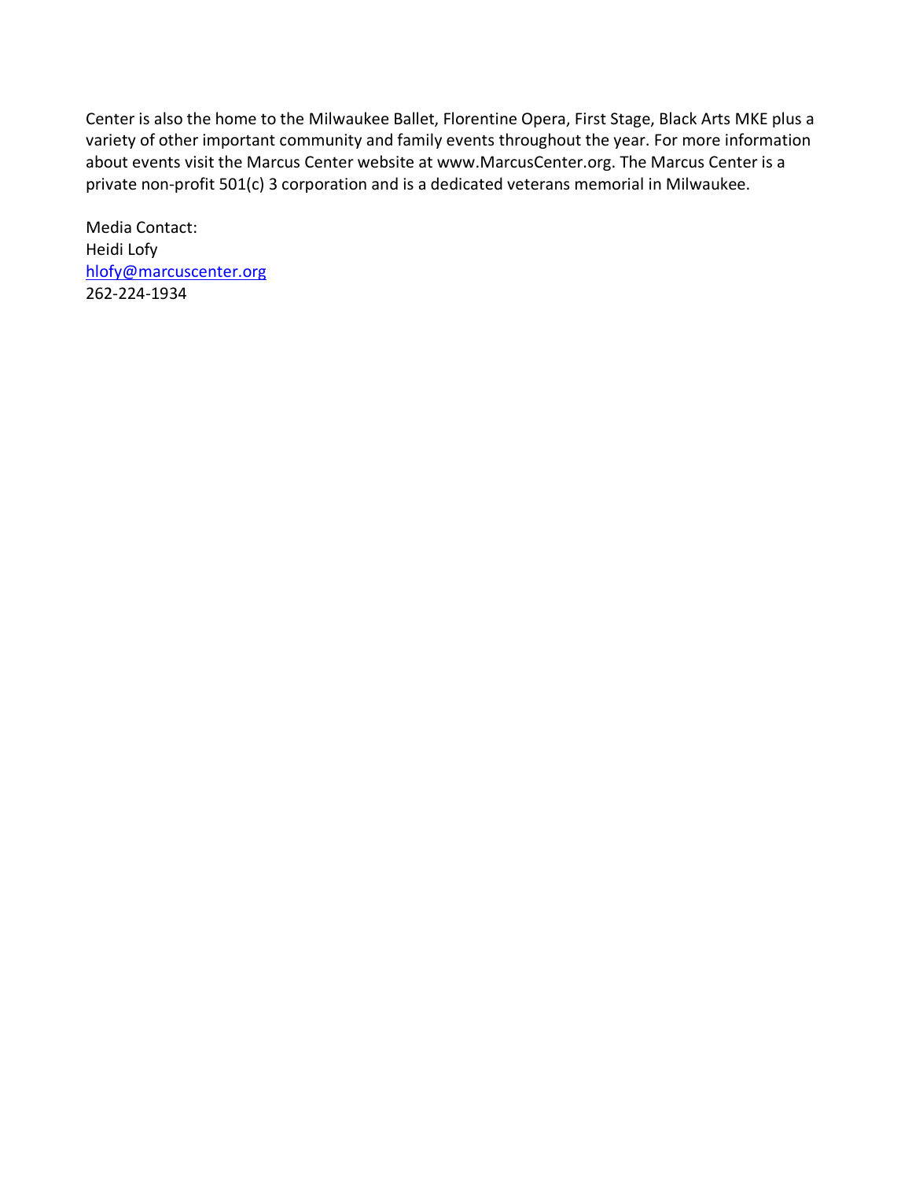Center is also the home to the Milwaukee Ballet, Florentine Opera, First Stage, Black Arts MKE plus a variety of other important community and family events throughout the year. For more information about events visit the Marcus Center website at www.MarcusCenter.org. The Marcus Center is a private non-profit 501(c) 3 corporation and is a dedicated veterans memorial in Milwaukee.

Media Contact:
Heidi Lofy
hlofy@marcuscenter.org
262-224-1934